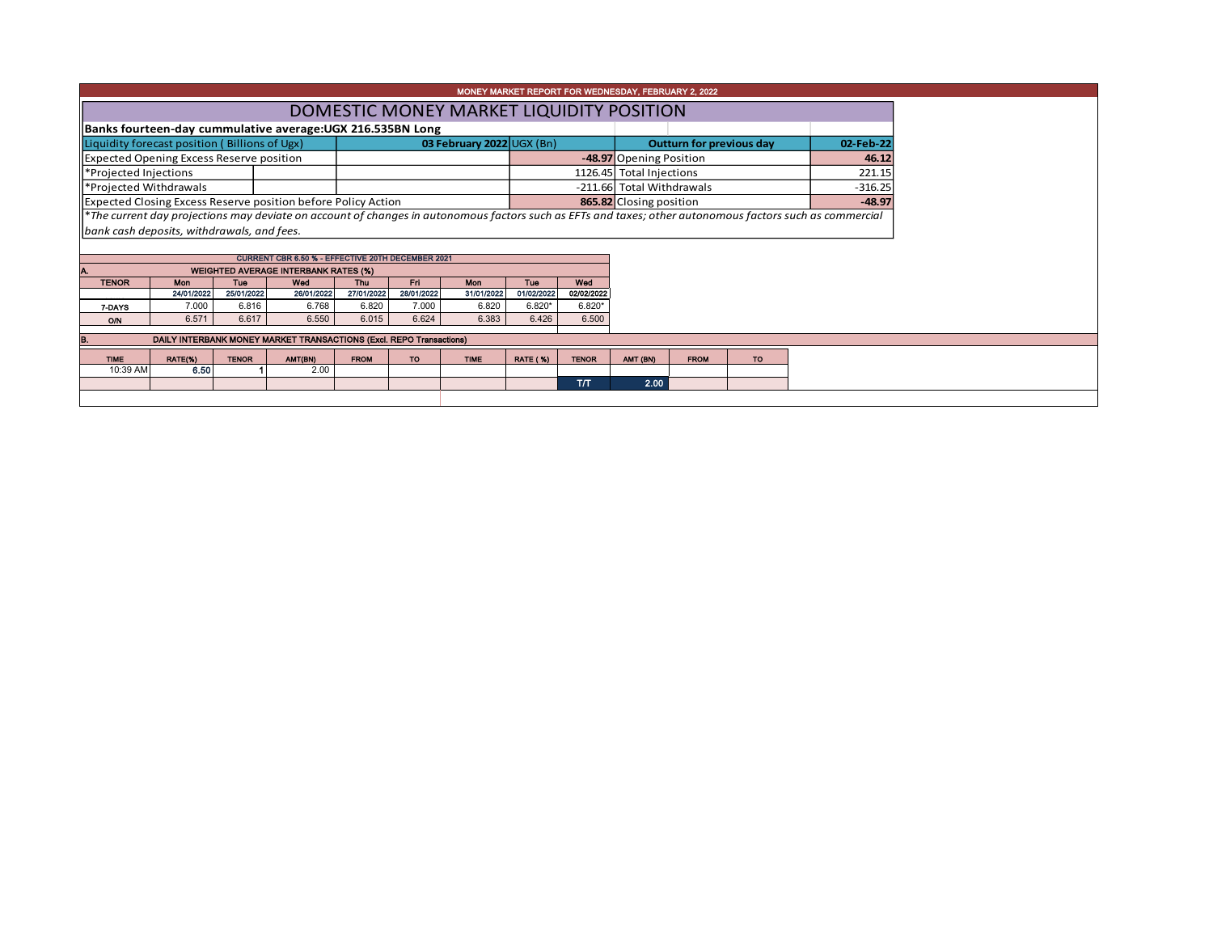MONEY MARKET REPORT FOR WEDNESDAY, FEBRUARY 2, 2022

# DOMESTIC MONEY MARKET LIQUIDITY POSITION

**Banks fourteen-day cummulative average:UGX 216.535BN Long**

| Liquidity forecast position ( Billions of Ugx) | 03 February 2022 UGX (Bn) | Outturn for previous day | 02-Feb-22 |
|---|---|---|---|
| Expected Opening Excess Reserve position | **-48.97** | Opening Position | **46.12** |
| *Projected Injections | 1126.45 | Total Injections | 221.15 |
| *Projected Withdrawals | -211.66 | Total Withdrawals | -316.25 |
| Expected Closing Excess Reserve position before Policy Action | **865.82** | Closing position | **-48.97** |

*\*The current day projections may deviate on account of changes in autonomous factors such as EFTs and taxes; other autonomous factors such as commercial bank cash deposits, withdrawals, and fees.*

CURRENT CBR 6.50 % - EFFECTIVE 20TH DECEMBER 2021

**A. WEIGHTED AVERAGE INTERBANK RATES (%)**

| TENOR | Mon 24/01/2022 | Tue 25/01/2022 | Wed 26/01/2022 | Thu 27/01/2022 | Fri 28/01/2022 | Mon 31/01/2022 | Tue 01/02/2022 | Wed 02/02/2022 |
|---|---|---|---|---|---|---|---|---|
| 7-DAYS | 7.000 | 6.816 | 6.768 | 6.820 | 7.000 | 6.820 | 6.820* | 6.820* |
| O/N | 6.571 | 6.617 | 6.550 | 6.015 | 6.624 | 6.383 | 6.426 | 6.500 |

**B. DAILY INTERBANK MONEY MARKET TRANSACTIONS (Excl. REPO Transactions)**

| TIME | RATE(%) | TENOR | AMT(BN) | FROM | TO | TIME | RATE ( %) | TENOR | AMT (BN) | FROM | TO |
|---|---|---|---|---|---|---|---|---|---|---|---|
| 10:39 AM | 6.50 | 1 | 2.00 | | | | | | | | |
| | | | | | | | | T/T | 2.00 | | |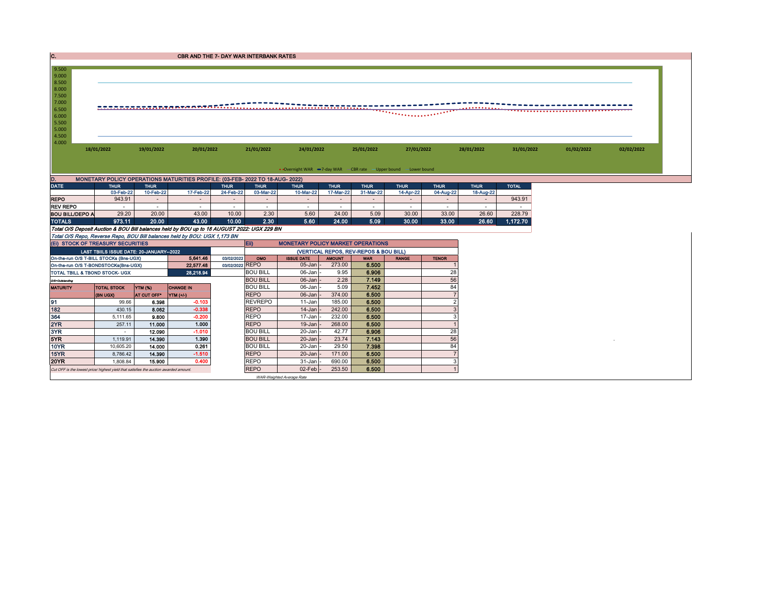## C. CBR AND THE 7- DAY WAR INTERBANK RATES

9.500
9.000
8.500
8.000
7.500
7.000
6.500
6.000
5.500
5.000
4.500
4.000

18/01/2022 19/01/2022 20/01/2022 21/01/2022 24/01/2022 25/01/2022 27/01/2022 28/01/2022 31/01/2022 01/02/2022 02/02/2022

Overnight WAR — 7-day WAR — CBR rate — Upper bound — Lower bound

## D. MONETARY POLICY OPERATIONS MATURITIES PROFILE: (03-FEB- 2022 TO 18-AUG- 2022)

| DATE | THUR | THUR | | THUR | THUR | THUR | THUR | THUR | THUR | THUR | THUR | TOTAL |
|---|---|---|---|---|---|---|---|---|---|---|---|---|
| | 03-Feb-22 | 10-Feb-22 | 17-Feb-22 | 24-Feb-22 | 03-Mar-22 | 10-Mar-22 | 17-Mar-22 | 31-Mar-22 | 14-Apr-22 | 04-Aug-22 | 18-Aug-22 | |
| REPO | 943.91 | - | - | - | - | - | - | - | - | - | - | 943.91 |
| REV REPO | - | - | - | - | - | - | - | - | - | - | - | - |
| BOU BILL/DEPO A | 29.20 | 20.00 | 43.00 | 10.00 | 2.30 | 5.60 | 24.00 | 5.09 | 30.00 | 33.00 | 26.60 | 228.79 |
| TOTALS | 973.11 | 20.00 | 43.00 | 10.00 | 2.30 | 5.60 | 24.00 | 5.09 | 30.00 | 33.00 | 26.60 | 1,172.70 |

*Total O/S Deposit Auction & BOU Bill balances held by BOU up to 18 AUGUST 2022: UGX 229 BN*

*Total O/S Repo, Reverse Repo, BOU Bill balances held by BOU: UGX 1,173 BN*

### (Ei) STOCK OF TREASURY SECURITIES

| LAST TBIILS ISSUE DATE: 20-JANUARY--2022 | | |
|---|---|---|
| On-the-run O/S T-BILL STOCKs (Bns-UGX) | 5,641.46 | 03/02/2022 |
| On-the-run O/S T-BONDSTOCKs(Bns-UGX) | 22,577.48 | 03/02/2022 |
| TOTAL TBILL & TBOND STOCK- UGX | 28,218.94 | |

*O/S=Outstanding*

| MATURITY | TOTAL STOCK (BN UGX) | YTM (%) AT CUT OFF* | CHANGE IN YTM (+/-) |
|---|---|---|---|
| 91 | 99.66 | 6.398 | -0.103 |
| 182 | 430.15 | 8.062 | -0.338 |
| 364 | 5,111.65 | 9.800 | -0.200 |
| 2YR | 257.11 | 11.000 | 1.000 |
| 3YR | - | 12.090 | -1.010 |
| 5YR | 1,119.91 | 14.390 | 1.390 |
| 10YR | 10,605.20 | 14.000 | 0.261 |
| 15YR | 8,786.42 | 14.390 | -1.510 |
| 20YR | 1,808.84 | 15.900 | 0.400 |

*Cut OFF is the lowest price/ highest yield that satisfies the auction awarded amount.*

### Eii) MONETARY POLICY MARKET OPERATIONS

(VERTICAL REPOS, REV-REPOS & BOU BILL)

| OMO | ISSUE DATE | AMOUNT | WAR | RANGE | TENOR |
|---|---|---|---|---|---|
| REPO | 05-Jan | 273.00 | 6.500 | | 1 |
| BOU BILL | 06-Jan | 9.95 | 6.906 | | 28 |
| BOU BILL | 06-Jan | 2.28 | 7.149 | | 56 |
| BOU BILL | 06-Jan | 5.09 | 7.452 | | 84 |
| REPO | 06-Jan | 374.00 | 6.500 | | 7 |
| REVREPO | 11-Jan | 185.00 | 6.500 | | 2 |
| REPO | 14-Jan | 242.00 | 6.500 | | 3 |
| REPO | 17-Jan | 232.00 | 6.500 | | 3 |
| REPO | 19-Jan | 268.00 | 6.500 | | 1 |
| BOU BILL | 20-Jan | 42.77 | 6.906 | | 28 |
| BOU BILL | 20-Jan | 23.74 | 7.143 | | 56 |
| BOU BILL | 20-Jan | 29.50 | 7.398 | | 84 |
| REPO | 20-Jan | 171.00 | 6.500 | | 7 |
| REPO | 31-Jan | 690.00 | 6.500 | | 3 |
| REPO | 02-Feb | 253.50 | 6.500 | | 1 |

*WAR-Weighted Average Rate*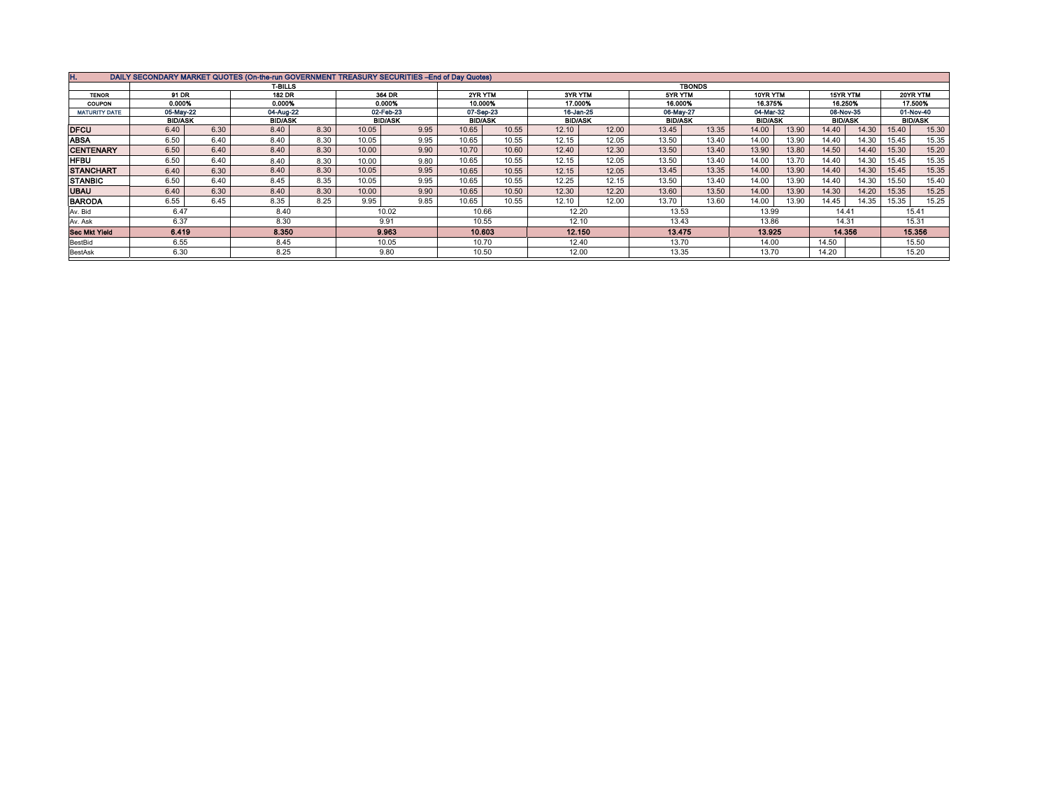## H. DAILY SECONDARY MARKET QUOTES (On-the-run GOVERNMENT TREASURY SECURITIES –End of Day Quotes)

| | T-BILLS | | | | | | TBONDS | | | | | | | | | | | |
|---|---|---|---|---|---|---|---|---|---|---|---|---|---|---|---|---|---|---|
| TENOR | 91 DR | | 182 DR | | 364 DR | | 2YR YTM | | 3YR YTM | | 5YR YTM | | 10YR YTM | | 15YR YTM | | 20YR YTM | |
| COUPON | 0.000% | | 0.000% | | 0.000% | | 10.000% | | 17.000% | | 16.000% | | 16.375% | | 16.250% | | 17.500% | |
| MATURITY DATE | 05-May-22 | | 04-Aug-22 | | 02-Feb-23 | | 07-Sep-23 | | 16-Jan-25 | | 06-May-27 | | 04-Mar-32 | | 08-Nov-35 | | 01-Nov-40 | |
| | BID/ASK | | BID/ASK | | BID/ASK | | BID/ASK | | BID/ASK | | BID/ASK | | BID/ASK | | BID/ASK | | BID/ASK | |
| DFCU | 6.40 | 6.30 | 8.40 | 8.30 | 10.05 | 9.95 | 10.65 | 10.55 | 12.10 | 12.00 | 13.45 | 13.35 | 14.00 | 13.90 | 14.40 | 14.30 | 15.40 | 15.30 |
| ABSA | 6.50 | 6.40 | 8.40 | 8.30 | 10.05 | 9.95 | 10.65 | 10.55 | 12.15 | 12.05 | 13.50 | 13.40 | 14.00 | 13.90 | 14.40 | 14.30 | 15.45 | 15.35 |
| CENTENARY | 6.50 | 6.40 | 8.40 | 8.30 | 10.00 | 9.90 | 10.70 | 10.60 | 12.40 | 12.30 | 13.50 | 13.40 | 13.90 | 13.80 | 14.50 | 14.40 | 15.30 | 15.20 |
| HFBU | 6.50 | 6.40 | 8.40 | 8.30 | 10.00 | 9.80 | 10.65 | 10.55 | 12.15 | 12.05 | 13.50 | 13.40 | 14.00 | 13.70 | 14.40 | 14.30 | 15.45 | 15.35 |
| STANCHART | 6.40 | 6.30 | 8.40 | 8.30 | 10.05 | 9.95 | 10.65 | 10.55 | 12.15 | 12.05 | 13.45 | 13.35 | 14.00 | 13.90 | 14.40 | 14.30 | 15.45 | 15.35 |
| STANBIC | 6.50 | 6.40 | 8.45 | 8.35 | 10.05 | 9.95 | 10.65 | 10.55 | 12.25 | 12.15 | 13.50 | 13.40 | 14.00 | 13.90 | 14.40 | 14.30 | 15.50 | 15.40 |
| UBAU | 6.40 | 6.30 | 8.40 | 8.30 | 10.00 | 9.90 | 10.65 | 10.50 | 12.30 | 12.20 | 13.60 | 13.50 | 14.00 | 13.90 | 14.30 | 14.20 | 15.35 | 15.25 |
| BARODA | 6.55 | 6.45 | 8.35 | 8.25 | 9.95 | 9.85 | 10.65 | 10.55 | 12.10 | 12.00 | 13.70 | 13.60 | 14.00 | 13.90 | 14.45 | 14.35 | 15.35 | 15.25 |
| Av. Bid | 6.47 | | 8.40 | | 10.02 | | 10.66 | | 12.20 | | 13.53 | | 13.99 | | 14.41 | | 15.41 | |
| Av. Ask | 6.37 | | 8.30 | | 9.91 | | 10.55 | | 12.10 | | 13.43 | | 13.86 | | 14.31 | | 15.31 | |
| Sec Mkt Yield | 6.419 | | 8.350 | | 9.963 | | 10.603 | | 12.150 | | 13.475 | | 13.925 | | 14.356 | | 15.356 | |
| BestBid | 6.55 | | 8.45 | | 10.05 | | 10.70 | | 12.40 | | 13.70 | | 14.00 | | 14.50 | | 15.50 | |
| BestAsk | 6.30 | | 8.25 | | 9.80 | | 10.50 | | 12.00 | | 13.35 | | 13.70 | | 14.20 | | 15.20 | |